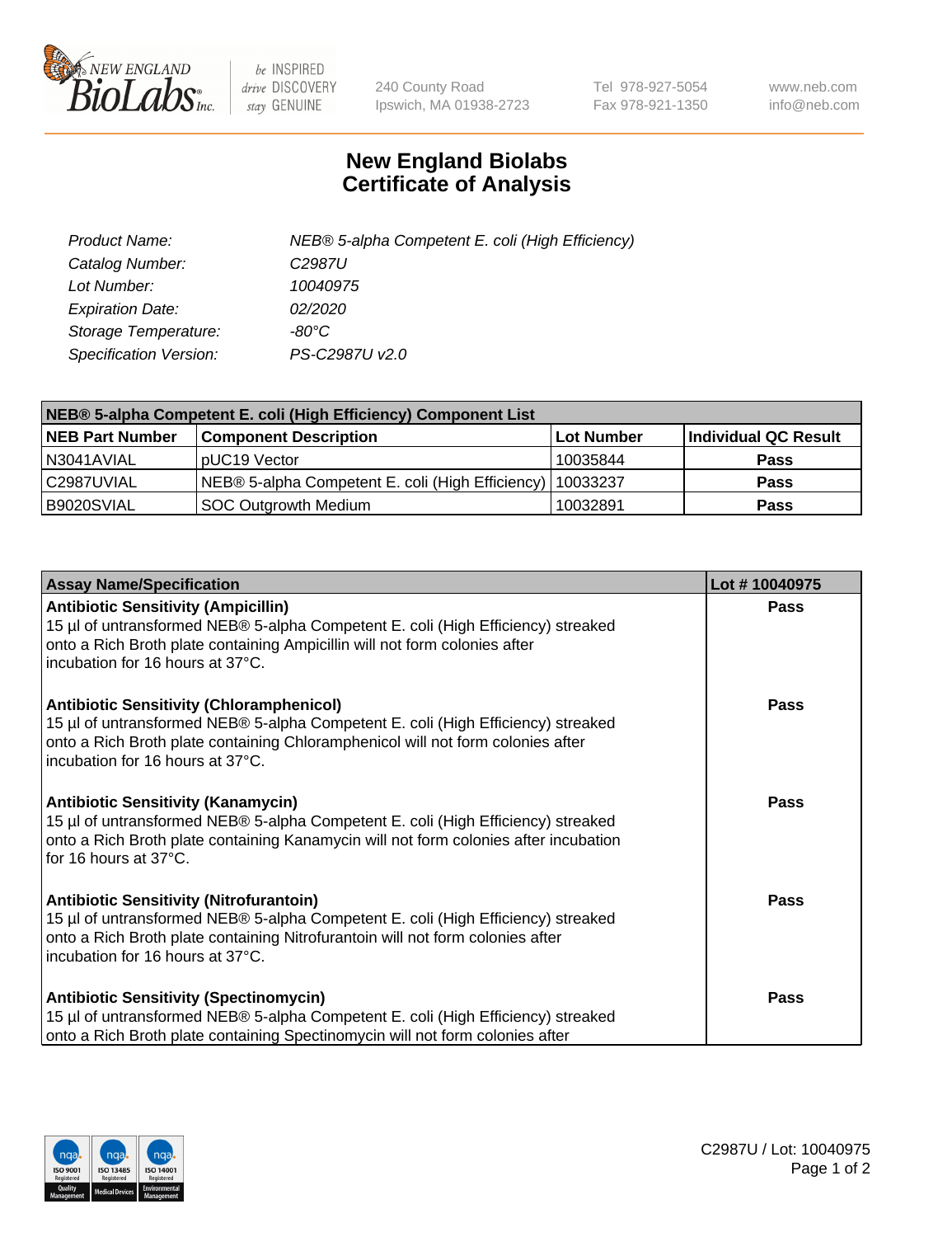# New England Biolabs Certificate of Analysis

| | |
|---|---|
| *Product Name:* | *NEB® 5-alpha Competent E. coli (High Efficiency)* |
| *Catalog Number:* | *C2987U* |
| *Lot Number:* | *10040975* |
| *Expiration Date:* | *02/2020* |
| *Storage Temperature:* | *-80°C* |
| *Specification Version:* | *PS-C2987U v2.0* |

| **NEB® 5-alpha Competent E. coli (High Efficiency) Component List** | | | |
|---|---|---|---|
| **NEB Part Number** | **Component Description** | **Lot Number** | **Individual QC Result** |
| N3041AVIAL | pUC19 Vector | 10035844 | **Pass** |
| C2987UVIAL | NEB® 5-alpha Competent E. coli (High Efficiency) | 10033237 | **Pass** |
| B9020SVIAL | SOC Outgrowth Medium | 10032891 | **Pass** |

| **Assay Name/Specification** | **Lot # 10040975** |
|---|---|
| **Antibiotic Sensitivity (Ampicillin)** 15 µl of untransformed NEB® 5-alpha Competent E. coli (High Efficiency) streaked onto a Rich Broth plate containing Ampicillin will not form colonies after incubation for 16 hours at 37°C. | **Pass** |
| **Antibiotic Sensitivity (Chloramphenicol)** 15 µl of untransformed NEB® 5-alpha Competent E. coli (High Efficiency) streaked onto a Rich Broth plate containing Chloramphenicol will not form colonies after incubation for 16 hours at 37°C. | **Pass** |
| **Antibiotic Sensitivity (Kanamycin)** 15 µl of untransformed NEB® 5-alpha Competent E. coli (High Efficiency) streaked onto a Rich Broth plate containing Kanamycin will not form colonies after incubation for 16 hours at 37°C. | **Pass** |
| **Antibiotic Sensitivity (Nitrofurantoin)** 15 µl of untransformed NEB® 5-alpha Competent E. coli (High Efficiency) streaked onto a Rich Broth plate containing Nitrofurantoin will not form colonies after incubation for 16 hours at 37°C. | **Pass** |
| **Antibiotic Sensitivity (Spectinomycin)** 15 µl of untransformed NEB® 5-alpha Competent E. coli (High Efficiency) streaked onto a Rich Broth plate containing Spectinomycin will not form colonies after | **Pass** |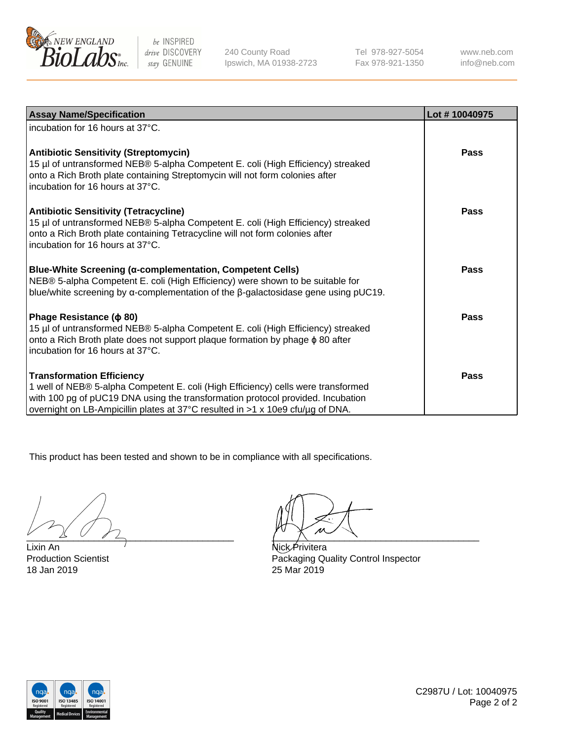| Assay Name/Specification | Lot # 10040975 |
|---|---|
| incubation for 16 hours at 37°C. | |
| **Antibiotic Sensitivity (Streptomycin)**<br>15 µl of untransformed NEB® 5-alpha Competent E. coli (High Efficiency) streaked onto a Rich Broth plate containing Streptomycin will not form colonies after incubation for 16 hours at 37°C. | **Pass** |
| **Antibiotic Sensitivity (Tetracycline)**<br>15 µl of untransformed NEB® 5-alpha Competent E. coli (High Efficiency) streaked onto a Rich Broth plate containing Tetracycline will not form colonies after incubation for 16 hours at 37°C. | **Pass** |
| **Blue-White Screening (α-complementation, Competent Cells)**<br>NEB® 5-alpha Competent E. coli (High Efficiency) were shown to be suitable for blue/white screening by α-complementation of the β-galactosidase gene using pUC19. | **Pass** |
| **Phage Resistance (ϕ 80)**<br>15 µl of untransformed NEB® 5-alpha Competent E. coli (High Efficiency) streaked onto a Rich Broth plate does not support plaque formation by phage ϕ 80 after incubation for 16 hours at 37°C. | **Pass** |
| **Transformation Efficiency**<br>1 well of NEB® 5-alpha Competent E. coli (High Efficiency) cells were transformed with 100 pg of pUC19 DNA using the transformation protocol provided. Incubation overnight on LB-Ampicillin plates at 37°C resulted in >1 x 10e9 cfu/µg of DNA. | **Pass** |

This product has been tested and shown to be in compliance with all specifications.

Lixin An
Production Scientist
18 Jan 2019

Nick Privitera
Packaging Quality Control Inspector
25 Mar 2019

C2987U / Lot: 10040975